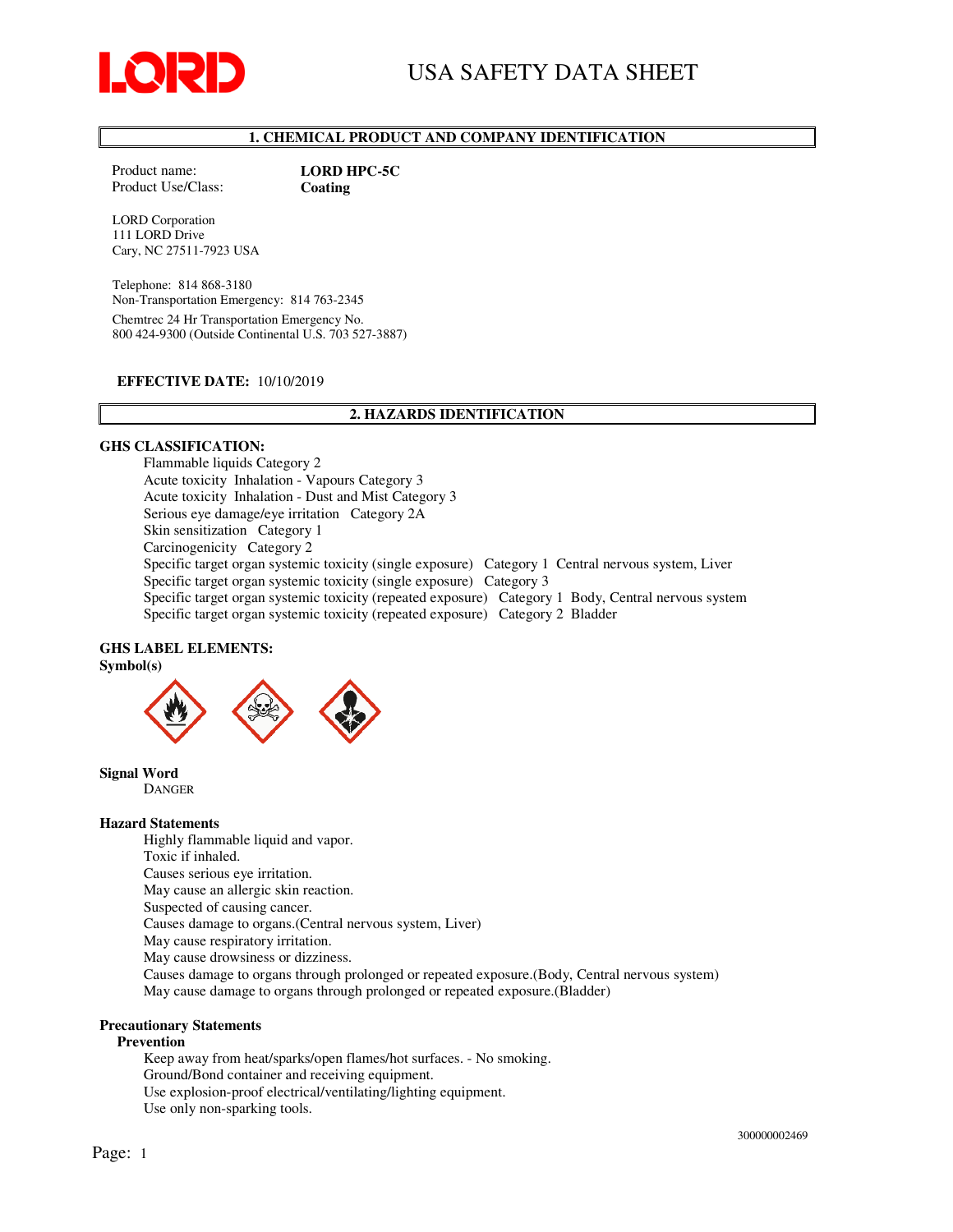LORD

# USA SAFETY DATA SHEET

## 1. CHEMICAL PRODUCT AND COMPANY IDENTIFICATION

Product name: **LORD HPC-5C**
Product Use/Class: **Coating**

LORD Corporation
111 LORD Drive
Cary, NC 27511-7923 USA

Telephone: 814 868-3180
Non-Transportation Emergency: 814 763-2345

Chemtrec 24 Hr Transportation Emergency No.
800 424-9300 (Outside Continental U.S. 703 527-3887)

**EFFECTIVE DATE:** 10/10/2019

## 2. HAZARDS IDENTIFICATION

**GHS CLASSIFICATION:**

Flammable liquids Category 2
Acute toxicity Inhalation - Vapours Category 3
Acute toxicity Inhalation - Dust and Mist Category 3
Serious eye damage/eye irritation Category 2A
Skin sensitization Category 1
Carcinogenicity Category 2
Specific target organ systemic toxicity (single exposure) Category 1 Central nervous system, Liver
Specific target organ systemic toxicity (single exposure) Category 3
Specific target organ systemic toxicity (repeated exposure) Category 1 Body, Central nervous system
Specific target organ systemic toxicity (repeated exposure) Category 2 Bladder

**GHS LABEL ELEMENTS:**
**Symbol(s)**

**Signal Word**
DANGER

**Hazard Statements**

Highly flammable liquid and vapor.
Toxic if inhaled.
Causes serious eye irritation.
May cause an allergic skin reaction.
Suspected of causing cancer.
Causes damage to organs.(Central nervous system, Liver)
May cause respiratory irritation.
May cause drowsiness or dizziness.
Causes damage to organs through prolonged or repeated exposure.(Body, Central nervous system)
May cause damage to organs through prolonged or repeated exposure.(Bladder)

**Precautionary Statements**

**Prevention**

Keep away from heat/sparks/open flames/hot surfaces. - No smoking.
Ground/Bond container and receiving equipment.
Use explosion-proof electrical/ventilating/lighting equipment.
Use only non-sparking tools.

300000002469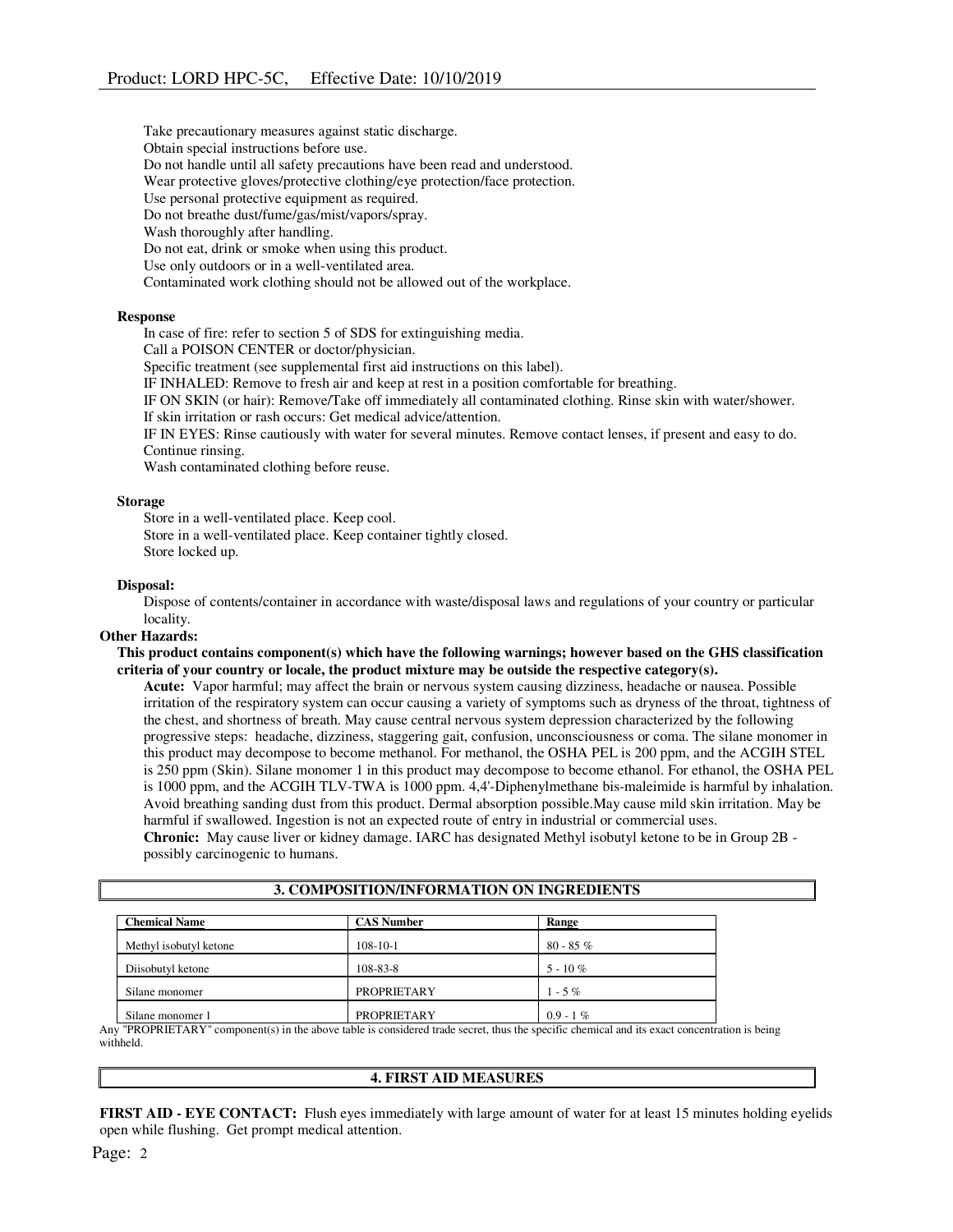Take precautionary measures against static discharge.
Obtain special instructions before use.
Do not handle until all safety precautions have been read and understood.
Wear protective gloves/protective clothing/eye protection/face protection.
Use personal protective equipment as required.
Do not breathe dust/fume/gas/mist/vapors/spray.
Wash thoroughly after handling.
Do not eat, drink or smoke when using this product.
Use only outdoors or in a well-ventilated area.
Contaminated work clothing should not be allowed out of the workplace.

**Response**

In case of fire: refer to section 5 of SDS for extinguishing media.
Call a POISON CENTER or doctor/physician.
Specific treatment (see supplemental first aid instructions on this label).
IF INHALED: Remove to fresh air and keep at rest in a position comfortable for breathing.
IF ON SKIN (or hair): Remove/Take off immediately all contaminated clothing. Rinse skin with water/shower.
If skin irritation or rash occurs: Get medical advice/attention.
IF IN EYES: Rinse cautiously with water for several minutes. Remove contact lenses, if present and easy to do. Continue rinsing.
Wash contaminated clothing before reuse.

**Storage**

Store in a well-ventilated place. Keep cool.
Store in a well-ventilated place. Keep container tightly closed.
Store locked up.

**Disposal:**

Dispose of contents/container in accordance with waste/disposal laws and regulations of your country or particular locality.

**Other Hazards:**

**This product contains component(s) which have the following warnings; however based on the GHS classification criteria of your country or locale, the product mixture may be outside the respective category(s).**

**Acute:** Vapor harmful; may affect the brain or nervous system causing dizziness, headache or nausea. Possible irritation of the respiratory system can occur causing a variety of symptoms such as dryness of the throat, tightness of the chest, and shortness of breath. May cause central nervous system depression characterized by the following progressive steps: headache, dizziness, staggering gait, confusion, unconsciousness or coma. The silane monomer in this product may decompose to become methanol. For methanol, the OSHA PEL is 200 ppm, and the ACGIH STEL is 250 ppm (Skin). Silane monomer 1 in this product may decompose to become ethanol. For ethanol, the OSHA PEL is 1000 ppm, and the ACGIH TLV-TWA is 1000 ppm. 4,4'-Diphenylmethane bis-maleimide is harmful by inhalation. Avoid breathing sanding dust from this product. Dermal absorption possible.May cause mild skin irritation. May be harmful if swallowed. Ingestion is not an expected route of entry in industrial or commercial uses.
**Chronic:** May cause liver or kidney damage. IARC has designated Methyl isobutyl ketone to be in Group 2B - possibly carcinogenic to humans.

## 3. COMPOSITION/INFORMATION ON INGREDIENTS

| Chemical Name | CAS Number | Range |
|---|---|---|
| Methyl isobutyl ketone | 108-10-1 | 80 - 85 % |
| Diisobutyl ketone | 108-83-8 | 5 - 10 % |
| Silane monomer | PROPRIETARY | 1 - 5 % |
| Silane monomer 1 | PROPRIETARY | 0.9 - 1 % |

Any "PROPRIETARY" component(s) in the above table is considered trade secret, thus the specific chemical and its exact concentration is being withheld.

## 4. FIRST AID MEASURES

**FIRST AID - EYE CONTACT:** Flush eyes immediately with large amount of water for at least 15 minutes holding eyelids open while flushing. Get prompt medical attention.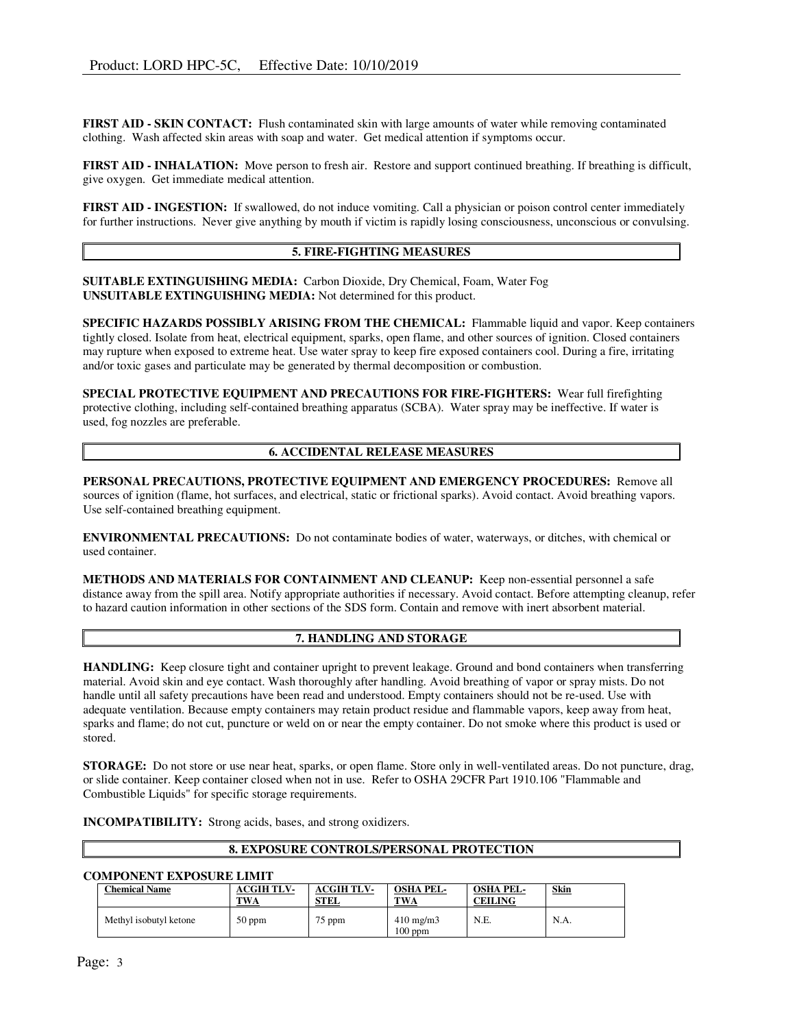**FIRST AID - SKIN CONTACT:** Flush contaminated skin with large amounts of water while removing contaminated clothing. Wash affected skin areas with soap and water. Get medical attention if symptoms occur.

**FIRST AID - INHALATION:** Move person to fresh air. Restore and support continued breathing. If breathing is difficult, give oxygen. Get immediate medical attention.

**FIRST AID - INGESTION:** If swallowed, do not induce vomiting. Call a physician or poison control center immediately for further instructions. Never give anything by mouth if victim is rapidly losing consciousness, unconscious or convulsing.

## 5. FIRE-FIGHTING MEASURES

**SUITABLE EXTINGUISHING MEDIA:** Carbon Dioxide, Dry Chemical, Foam, Water Fog
**UNSUITABLE EXTINGUISHING MEDIA:** Not determined for this product.

**SPECIFIC HAZARDS POSSIBLY ARISING FROM THE CHEMICAL:** Flammable liquid and vapor. Keep containers tightly closed. Isolate from heat, electrical equipment, sparks, open flame, and other sources of ignition. Closed containers may rupture when exposed to extreme heat. Use water spray to keep fire exposed containers cool. During a fire, irritating and/or toxic gases and particulate may be generated by thermal decomposition or combustion.

**SPECIAL PROTECTIVE EQUIPMENT AND PRECAUTIONS FOR FIRE-FIGHTERS:** Wear full firefighting protective clothing, including self-contained breathing apparatus (SCBA). Water spray may be ineffective. If water is used, fog nozzles are preferable.

## 6. ACCIDENTAL RELEASE MEASURES

**PERSONAL PRECAUTIONS, PROTECTIVE EQUIPMENT AND EMERGENCY PROCEDURES:** Remove all sources of ignition (flame, hot surfaces, and electrical, static or frictional sparks). Avoid contact. Avoid breathing vapors. Use self-contained breathing equipment.

**ENVIRONMENTAL PRECAUTIONS:** Do not contaminate bodies of water, waterways, or ditches, with chemical or used container.

**METHODS AND MATERIALS FOR CONTAINMENT AND CLEANUP:** Keep non-essential personnel a safe distance away from the spill area. Notify appropriate authorities if necessary. Avoid contact. Before attempting cleanup, refer to hazard caution information in other sections of the SDS form. Contain and remove with inert absorbent material.

## 7. HANDLING AND STORAGE

**HANDLING:** Keep closure tight and container upright to prevent leakage. Ground and bond containers when transferring material. Avoid skin and eye contact. Wash thoroughly after handling. Avoid breathing of vapor or spray mists. Do not handle until all safety precautions have been read and understood. Empty containers should not be re-used. Use with adequate ventilation. Because empty containers may retain product residue and flammable vapors, keep away from heat, sparks and flame; do not cut, puncture or weld on or near the empty container. Do not smoke where this product is used or stored.

**STORAGE:** Do not store or use near heat, sparks, or open flame. Store only in well-ventilated areas. Do not puncture, drag, or slide container. Keep container closed when not in use. Refer to OSHA 29CFR Part 1910.106 "Flammable and Combustible Liquids" for specific storage requirements.

**INCOMPATIBILITY:** Strong acids, bases, and strong oxidizers.

## 8. EXPOSURE CONTROLS/PERSONAL PROTECTION

**COMPONENT EXPOSURE LIMIT**

| Chemical Name | ACGIH TLV-TWA | ACGIH TLV-STEL | OSHA PEL-TWA | OSHA PEL-CEILING | Skin |
|---|---|---|---|---|---|
| Methyl isobutyl ketone | 50 ppm | 75 ppm | 410 mg/m3 100 ppm | N.E. | N.A. |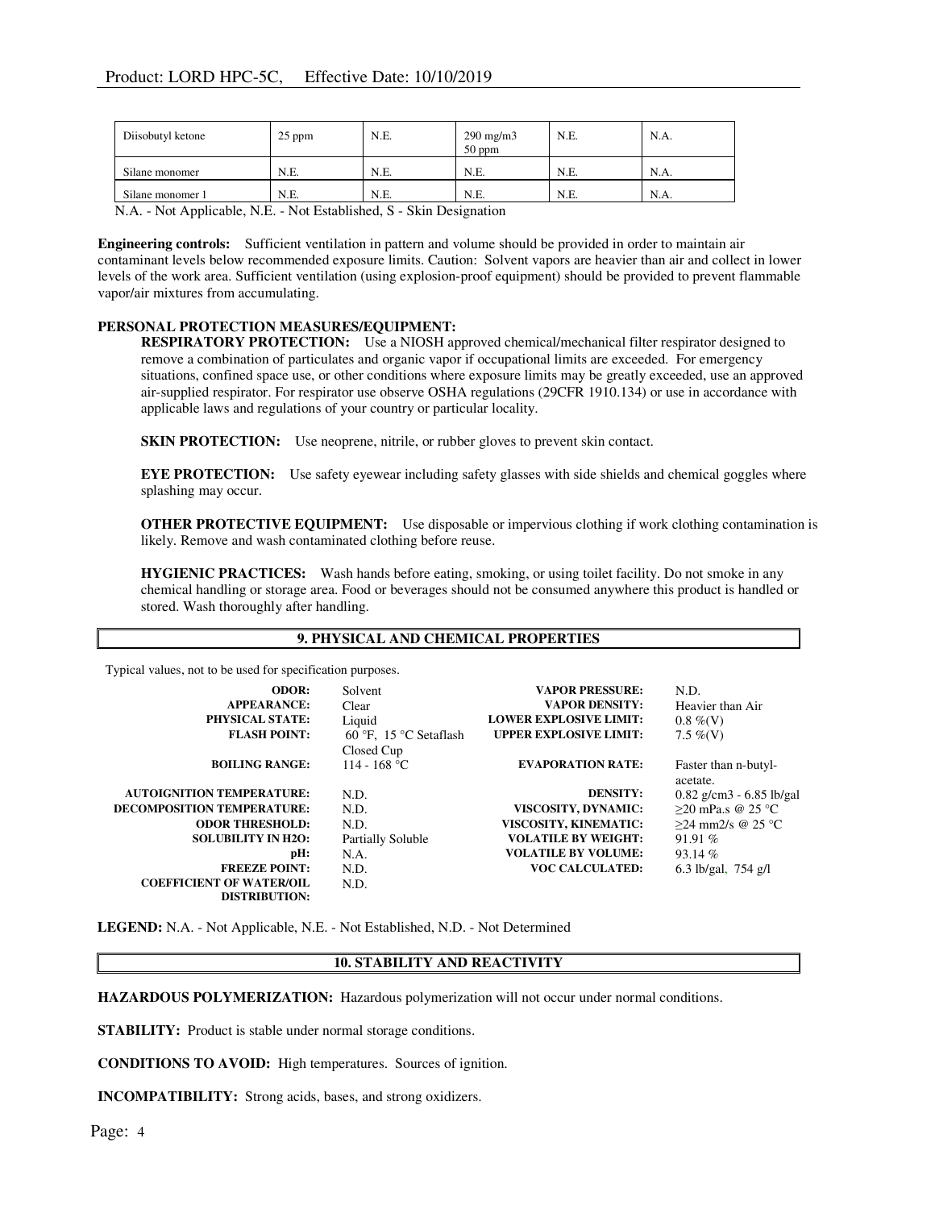| Diisobutyl ketone | 25 ppm | N.E. | 290 mg/m3<br>50 ppm | N.E. | N.A. |
|---|---|---|---|---|---|
| Silane monomer | N.E. | N.E. | N.E. | N.E. | N.A. |
| Silane monomer 1 | N.E. | N.E. | N.E. | N.E. | N.A. |

N.A. - Not Applicable, N.E. - Not Established, S - Skin Designation

**Engineering controls:** Sufficient ventilation in pattern and volume should be provided in order to maintain air contaminant levels below recommended exposure limits. Caution: Solvent vapors are heavier than air and collect in lower levels of the work area. Sufficient ventilation (using explosion-proof equipment) should be provided to prevent flammable vapor/air mixtures from accumulating.

**PERSONAL PROTECTION MEASURES/EQUIPMENT:**

**RESPIRATORY PROTECTION:** Use a NIOSH approved chemical/mechanical filter respirator designed to remove a combination of particulates and organic vapor if occupational limits are exceeded. For emergency situations, confined space use, or other conditions where exposure limits may be greatly exceeded, use an approved air-supplied respirator. For respirator use observe OSHA regulations (29CFR 1910.134) or use in accordance with applicable laws and regulations of your country or particular locality.

**SKIN PROTECTION:** Use neoprene, nitrile, or rubber gloves to prevent skin contact.

**EYE PROTECTION:** Use safety eyewear including safety glasses with side shields and chemical goggles where splashing may occur.

**OTHER PROTECTIVE EQUIPMENT:** Use disposable or impervious clothing if work clothing contamination is likely. Remove and wash contaminated clothing before reuse.

**HYGIENIC PRACTICES:** Wash hands before eating, smoking, or using toilet facility. Do not smoke in any chemical handling or storage area. Food or beverages should not be consumed anywhere this product is handled or stored. Wash thoroughly after handling.

## 9. PHYSICAL AND CHEMICAL PROPERTIES

Typical values, not to be used for specification purposes.

| Property | Value | Property | Value |
|---|---|---|---|
| **ODOR:** | Solvent | **VAPOR PRESSURE:** | N.D. |
| **APPEARANCE:** | Clear | **VAPOR DENSITY:** | Heavier than Air |
| **PHYSICAL STATE:** | Liquid | **LOWER EXPLOSIVE LIMIT:** | 0.8 %(V) |
| **FLASH POINT:** | 60 °F, 15 °C Setaflash Closed Cup | **UPPER EXPLOSIVE LIMIT:** | 7.5 %(V) |
| **BOILING RANGE:** | 114 - 168 °C | **EVAPORATION RATE:** | Faster than n-butyl-acetate. |
| **AUTOIGNITION TEMPERATURE:** | N.D. | **DENSITY:** | 0.82 g/cm3 - 6.85 lb/gal |
| **DECOMPOSITION TEMPERATURE:** | N.D. | **VISCOSITY, DYNAMIC:** | ≥20 mPa.s @ 25 °C |
| **ODOR THRESHOLD:** | N.D. | **VISCOSITY, KINEMATIC:** | ≥24 mm2/s @ 25 °C |
| **SOLUBILITY IN H2O:** | Partially Soluble | **VOLATILE BY WEIGHT:** | 91.91 % |
| **pH:** | N.A. | **VOLATILE BY VOLUME:** | 93.14 % |
| **FREEZE POINT:** | N.D. | **VOC CALCULATED:** | 6.3 lb/gal, 754 g/l |
| **COEFFICIENT OF WATER/OIL DISTRIBUTION:** | N.D. | | |

**LEGEND:** N.A. - Not Applicable, N.E. - Not Established, N.D. - Not Determined

## 10. STABILITY AND REACTIVITY

**HAZARDOUS POLYMERIZATION:** Hazardous polymerization will not occur under normal conditions.

**STABILITY:** Product is stable under normal storage conditions.

**CONDITIONS TO AVOID:** High temperatures. Sources of ignition.

**INCOMPATIBILITY:** Strong acids, bases, and strong oxidizers.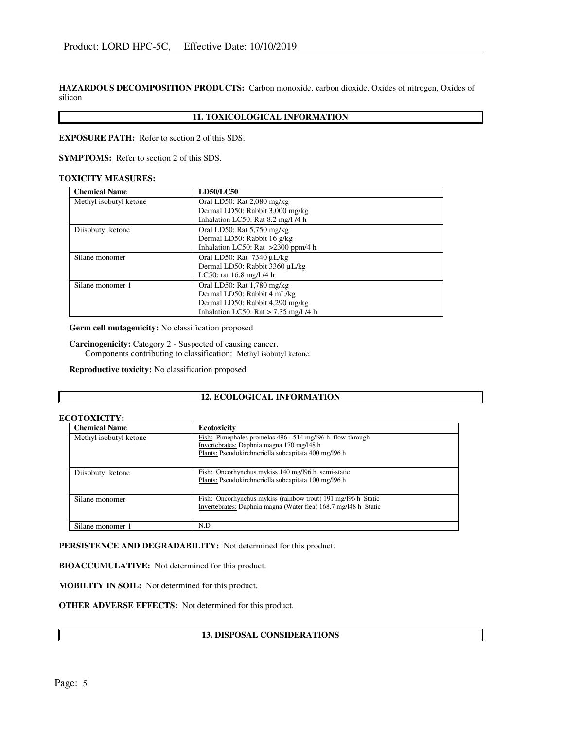**HAZARDOUS DECOMPOSITION PRODUCTS:** Carbon monoxide, carbon dioxide, Oxides of nitrogen, Oxides of silicon

## 11. TOXICOLOGICAL INFORMATION

**EXPOSURE PATH:** Refer to section 2 of this SDS.

**SYMPTOMS:** Refer to section 2 of this SDS.

**TOXICITY MEASURES:**

| Chemical Name | LD50/LC50 |
|---|---|
| Methyl isobutyl ketone | Oral LD50: Rat 2,080 mg/kg<br>Dermal LD50: Rabbit 3,000 mg/kg<br>Inhalation LC50: Rat 8.2 mg/l /4 h |
| Diisobutyl ketone | Oral LD50: Rat 5,750 mg/kg<br>Dermal LD50: Rabbit 16 g/kg<br>Inhalation LC50: Rat >2300 ppm/4 h |
| Silane monomer | Oral LD50: Rat 7340 µL/kg<br>Dermal LD50: Rabbit 3360 µL/kg<br>LC50: rat 16.8 mg/l /4 h |
| Silane monomer 1 | Oral LD50: Rat 1,780 mg/kg<br>Dermal LD50: Rabbit 4 mL/kg<br>Dermal LD50: Rabbit 4,290 mg/kg<br>Inhalation LC50: Rat > 7.35 mg/l /4 h |

**Germ cell mutagenicity:** No classification proposed

**Carcinogenicity:** Category 2 - Suspected of causing cancer.
Components contributing to classification: Methyl isobutyl ketone.

**Reproductive toxicity:** No classification proposed

## 12. ECOLOGICAL INFORMATION

**ECOTOXICITY:**

| Chemical Name | Ecotoxicity |
|---|---|
| Methyl isobutyl ketone | Fish: Pimephales promelas 496 - 514 mg/l96 h flow-through<br>Invertebrates: Daphnia magna 170 mg/l48 h<br>Plants: Pseudokirchneriella subcapitata 400 mg/l96 h |
| Diisobutyl ketone | Fish: Oncorhynchus mykiss 140 mg/l96 h semi-static<br>Plants: Pseudokirchneriella subcapitata 100 mg/l96 h |
| Silane monomer | Fish: Oncorhynchus mykiss (rainbow trout) 191 mg/l96 h Static<br>Invertebrates: Daphnia magna (Water flea) 168.7 mg/l48 h Static |
| Silane monomer 1 | N.D. |

**PERSISTENCE AND DEGRADABILITY:** Not determined for this product.

**BIOACCUMULATIVE:** Not determined for this product.

**MOBILITY IN SOIL:** Not determined for this product.

**OTHER ADVERSE EFFECTS:** Not determined for this product.

## 13. DISPOSAL CONSIDERATIONS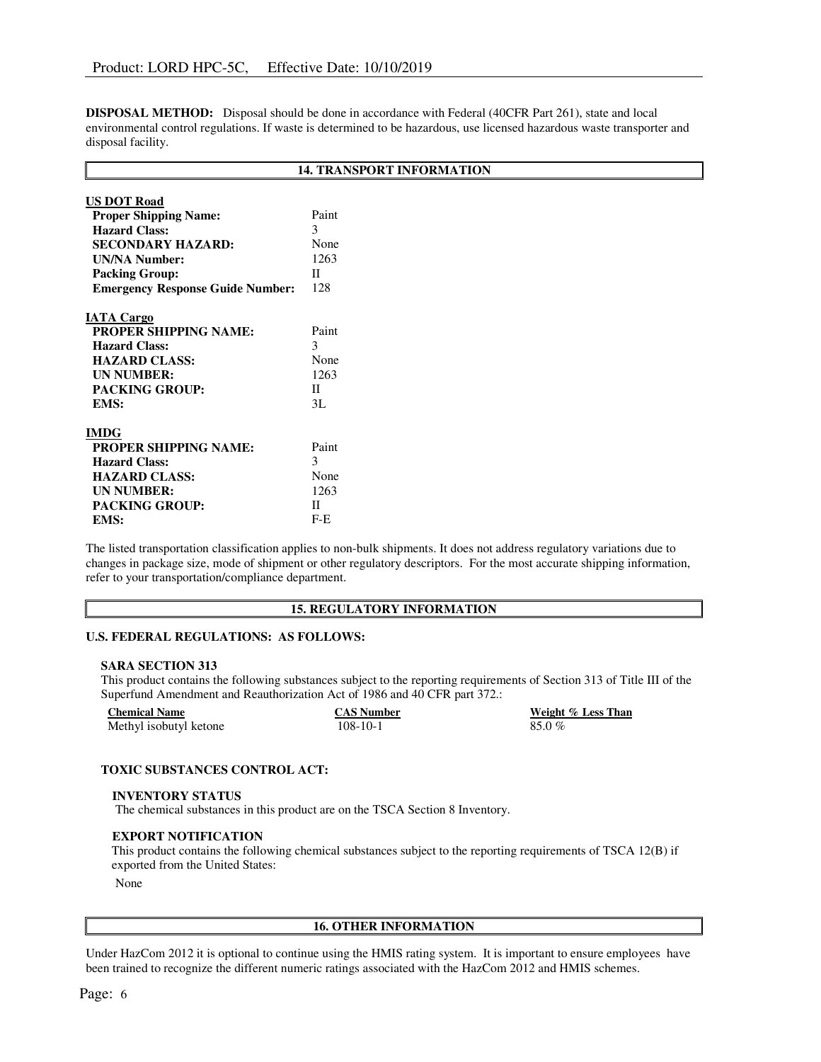**DISPOSAL METHOD:** Disposal should be done in accordance with Federal (40CFR Part 261), state and local environmental control regulations. If waste is determined to be hazardous, use licensed hazardous waste transporter and disposal facility.

## 14. TRANSPORT INFORMATION

**US DOT Road**

| | |
|---|---|
| **Proper Shipping Name:** | Paint |
| **Hazard Class:** | 3 |
| **SECONDARY HAZARD:** | None |
| **UN/NA Number:** | 1263 |
| **Packing Group:** | II |
| **Emergency Response Guide Number:** | 128 |

**IATA Cargo**

| | |
|---|---|
| **PROPER SHIPPING NAME:** | Paint |
| **Hazard Class:** | 3 |
| **HAZARD CLASS:** | None |
| **UN NUMBER:** | 1263 |
| **PACKING GROUP:** | II |
| **EMS:** | 3L |

**IMDG**

| | |
|---|---|
| **PROPER SHIPPING NAME:** | Paint |
| **Hazard Class:** | 3 |
| **HAZARD CLASS:** | None |
| **UN NUMBER:** | 1263 |
| **PACKING GROUP:** | II |
| **EMS:** | F-E |

The listed transportation classification applies to non-bulk shipments. It does not address regulatory variations due to changes in package size, mode of shipment or other regulatory descriptors. For the most accurate shipping information, refer to your transportation/compliance department.

## 15. REGULATORY INFORMATION

**U.S. FEDERAL REGULATIONS: AS FOLLOWS:**

**SARA SECTION 313**

This product contains the following substances subject to the reporting requirements of Section 313 of Title III of the Superfund Amendment and Reauthorization Act of 1986 and 40 CFR part 372.:

| Chemical Name | CAS Number | Weight % Less Than |
|---|---|---|
| Methyl isobutyl ketone | 108-10-1 | 85.0 % |

**TOXIC SUBSTANCES CONTROL ACT:**

**INVENTORY STATUS**

The chemical substances in this product are on the TSCA Section 8 Inventory.

**EXPORT NOTIFICATION**

This product contains the following chemical substances subject to the reporting requirements of TSCA 12(B) if exported from the United States:

None

## 16. OTHER INFORMATION

Under HazCom 2012 it is optional to continue using the HMIS rating system. It is important to ensure employees have been trained to recognize the different numeric ratings associated with the HazCom 2012 and HMIS schemes.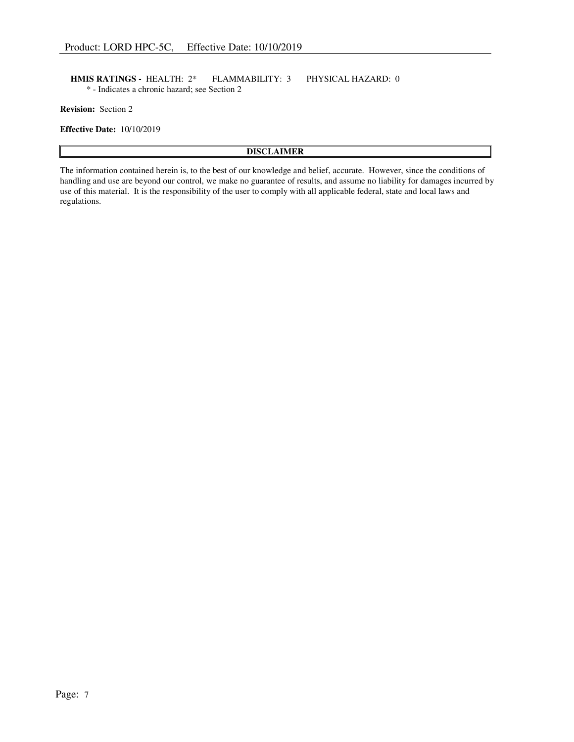**HMIS RATINGS -** HEALTH: 2* FLAMMABILITY: 3 PHYSICAL HAZARD: 0
* - Indicates a chronic hazard; see Section 2

**Revision:** Section 2

**Effective Date:** 10/10/2019

## DISCLAIMER

The information contained herein is, to the best of our knowledge and belief, accurate. However, since the conditions of handling and use are beyond our control, we make no guarantee of results, and assume no liability for damages incurred by use of this material. It is the responsibility of the user to comply with all applicable federal, state and local laws and regulations.